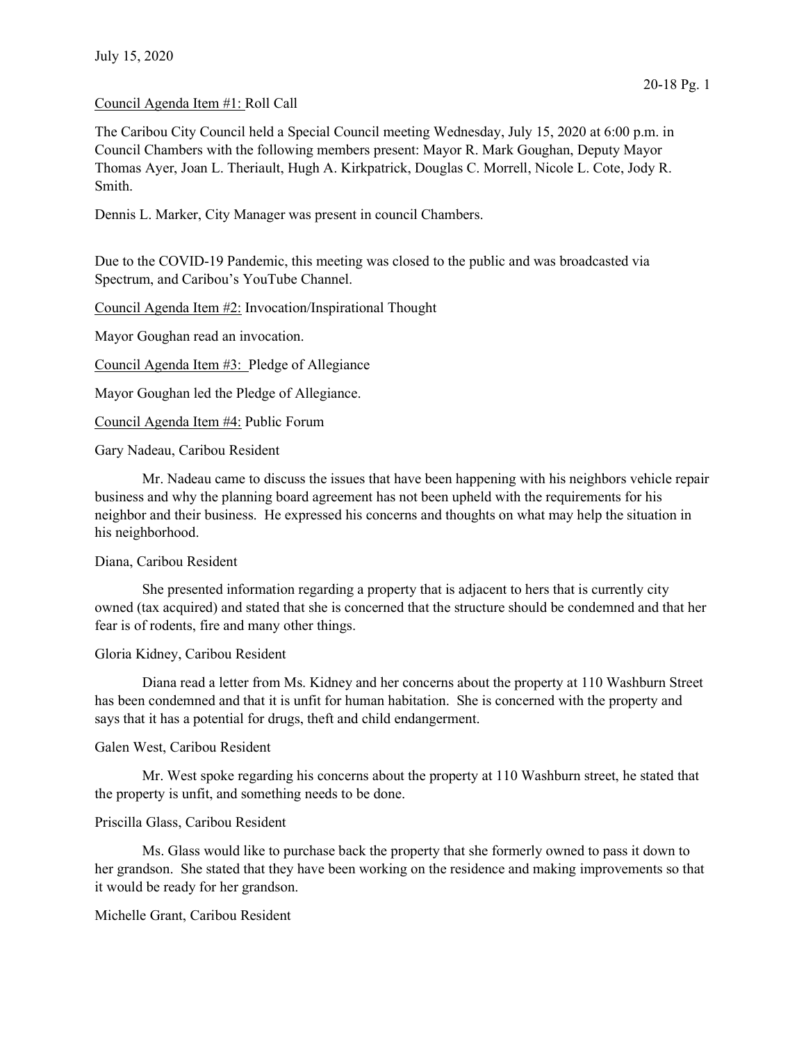July 15, 2020

Council Agenda Item #1: Roll Call

The Caribou City Council held a Special Council meeting Wednesday, July 15, 2020 at 6:00 p.m. in Council Chambers with the following members present: Mayor R. Mark Goughan, Deputy Mayor Thomas Ayer, Joan L. Theriault, Hugh A. Kirkpatrick, Douglas C. Morrell, Nicole L. Cote, Jody R. Smith.

Dennis L. Marker, City Manager was present in council Chambers.

Due to the COVID-19 Pandemic, this meeting was closed to the public and was broadcasted via Spectrum, and Caribou's YouTube Channel.

Council Agenda Item #2: Invocation/Inspirational Thought

Mayor Goughan read an invocation.

Council Agenda Item #3: Pledge of Allegiance

Mayor Goughan led the Pledge of Allegiance.

Council Agenda Item #4: Public Forum

Gary Nadeau, Caribou Resident

Mr. Nadeau came to discuss the issues that have been happening with his neighbors vehicle repair business and why the planning board agreement has not been upheld with the requirements for his neighbor and their business. He expressed his concerns and thoughts on what may help the situation in his neighborhood.

Diana, Caribou Resident

She presented information regarding a property that is adjacent to hers that is currently city owned (tax acquired) and stated that she is concerned that the structure should be condemned and that her fear is of rodents, fire and many other things.

Gloria Kidney, Caribou Resident

Diana read a letter from Ms. Kidney and her concerns about the property at 110 Washburn Street has been condemned and that it is unfit for human habitation. She is concerned with the property and says that it has a potential for drugs, theft and child endangerment.

Galen West, Caribou Resident

Mr. West spoke regarding his concerns about the property at 110 Washburn street, he stated that the property is unfit, and something needs to be done.

Priscilla Glass, Caribou Resident

Ms. Glass would like to purchase back the property that she formerly owned to pass it down to her grandson. She stated that they have been working on the residence and making improvements so that it would be ready for her grandson.

Michelle Grant, Caribou Resident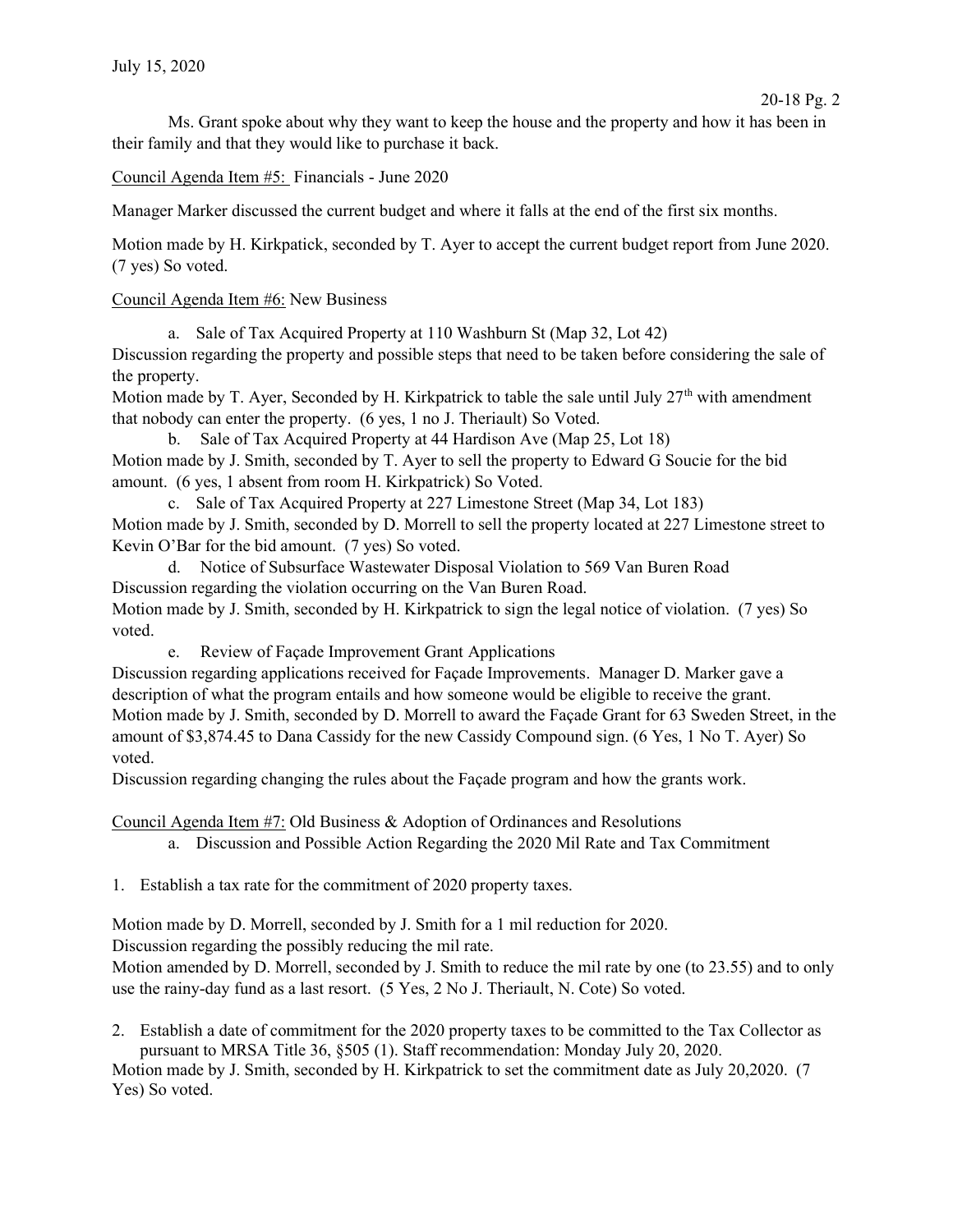July 15, 2020

20-18 Pg. 2

Ms. Grant spoke about why they want to keep the house and the property and how it has been in their family and that they would like to purchase it back.

Council Agenda Item #5: Financials - June 2020

Manager Marker discussed the current budget and where it falls at the end of the first six months.

Motion made by H. Kirkpatick, seconded by T. Ayer to accept the current budget report from June 2020. (7 yes) So voted.

Council Agenda Item #6: New Business

a. Sale of Tax Acquired Property at 110 Washburn St (Map 32, Lot 42)

Discussion regarding the property and possible steps that need to be taken before considering the sale of the property.

Motion made by T. Ayer, Seconded by H. Kirkpatrick to table the sale until July 27th with amendment that nobody can enter the property. (6 yes, 1 no J. Theriault) So Voted.

b. Sale of Tax Acquired Property at 44 Hardison Ave (Map 25, Lot 18)

Motion made by J. Smith, seconded by T. Ayer to sell the property to Edward G Soucie for the bid amount. (6 yes, 1 absent from room H. Kirkpatrick) So Voted.

c. Sale of Tax Acquired Property at 227 Limestone Street (Map 34, Lot 183)

Motion made by J. Smith, seconded by D. Morrell to sell the property located at 227 Limestone street to Kevin O'Bar for the bid amount. (7 yes) So voted.

d. Notice of Subsurface Wastewater Disposal Violation to 569 Van Buren Road

Discussion regarding the violation occurring on the Van Buren Road.

Motion made by J. Smith, seconded by H. Kirkpatrick to sign the legal notice of violation. (7 yes) So voted.

e. Review of Façade Improvement Grant Applications

Discussion regarding applications received for Façade Improvements. Manager D. Marker gave a description of what the program entails and how someone would be eligible to receive the grant.

Motion made by J. Smith, seconded by D. Morrell to award the Façade Grant for 63 Sweden Street, in the amount of $3,874.45 to Dana Cassidy for the new Cassidy Compound sign. (6 Yes, 1 No T. Ayer) So voted.

Discussion regarding changing the rules about the Façade program and how the grants work.

Council Agenda Item #7: Old Business & Adoption of Ordinances and Resolutions

a. Discussion and Possible Action Regarding the 2020 Mil Rate and Tax Commitment

1. Establish a tax rate for the commitment of 2020 property taxes.

Motion made by D. Morrell, seconded by J. Smith for a 1 mil reduction for 2020.

Discussion regarding the possibly reducing the mil rate.

Motion amended by D. Morrell, seconded by J. Smith to reduce the mil rate by one (to 23.55) and to only use the rainy-day fund as a last resort. (5 Yes, 2 No J. Theriault, N. Cote) So voted.

2. Establish a date of commitment for the 2020 property taxes to be committed to the Tax Collector as pursuant to MRSA Title 36, §505 (1). Staff recommendation: Monday July 20, 2020.

Motion made by J. Smith, seconded by H. Kirkpatrick to set the commitment date as July 20,2020. (7 Yes) So voted.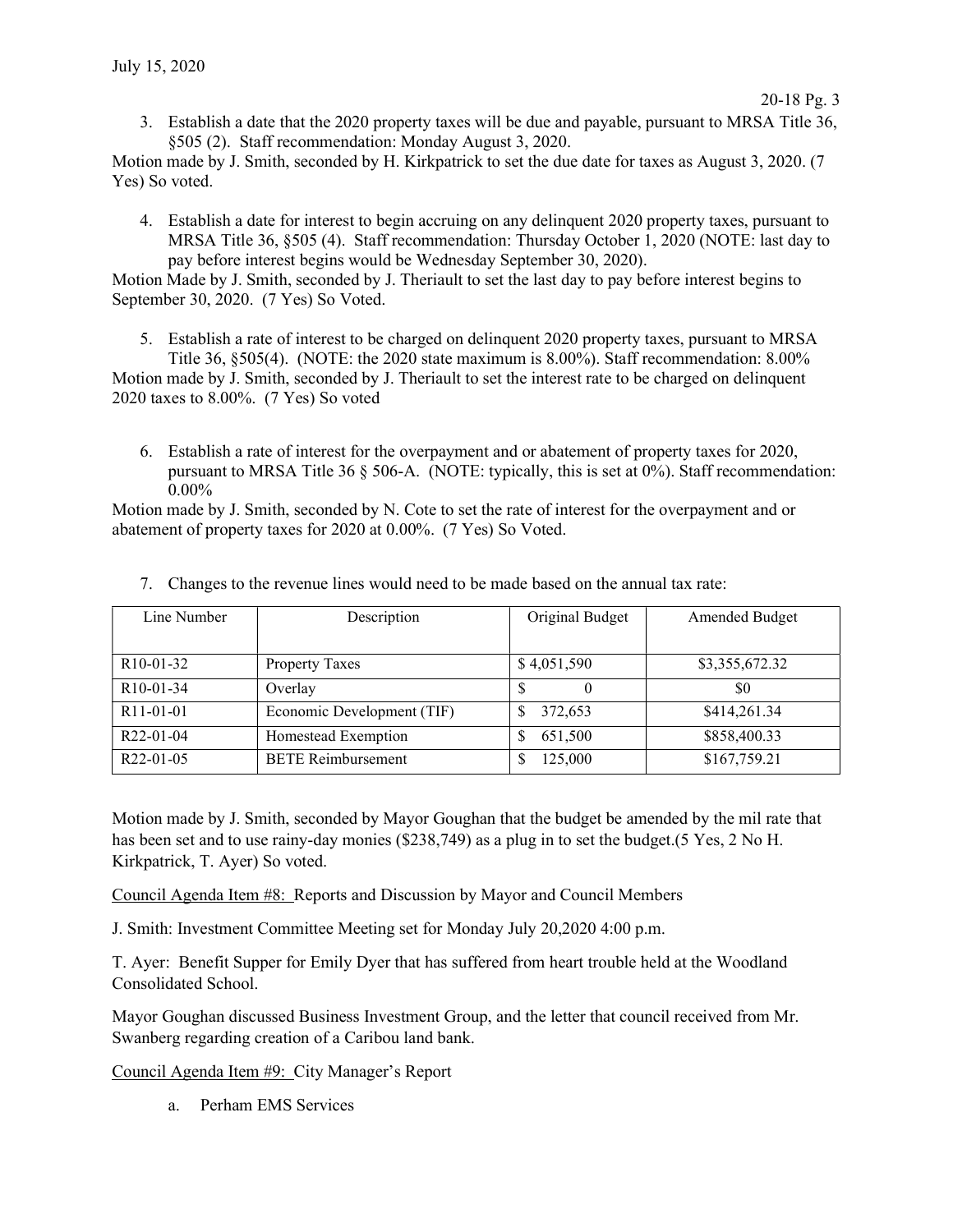3. Establish a date that the 2020 property taxes will be due and payable, pursuant to MRSA Title 36, §505 (2). Staff recommendation: Monday August 3, 2020.

Motion made by J. Smith, seconded by H. Kirkpatrick to set the due date for taxes as August 3, 2020. (7 Yes) So voted.

4. Establish a date for interest to begin accruing on any delinquent 2020 property taxes, pursuant to MRSA Title 36, §505 (4). Staff recommendation: Thursday October 1, 2020 (NOTE: last day to pay before interest begins would be Wednesday September 30, 2020).

Motion Made by J. Smith, seconded by J. Theriault to set the last day to pay before interest begins to September 30, 2020. (7 Yes) So Voted.

5. Establish a rate of interest to be charged on delinquent 2020 property taxes, pursuant to MRSA Title 36, §505(4). (NOTE: the 2020 state maximum is 8.00%). Staff recommendation: 8.00%

Motion made by J. Smith, seconded by J. Theriault to set the interest rate to be charged on delinquent 2020 taxes to 8.00%. (7 Yes) So voted

6. Establish a rate of interest for the overpayment and or abatement of property taxes for 2020, pursuant to MRSA Title 36 § 506-A. (NOTE: typically, this is set at 0%). Staff recommendation: 0.00%

Motion made by J. Smith, seconded by N. Cote to set the rate of interest for the overpayment and or abatement of property taxes for 2020 at 0.00%. (7 Yes) So Voted.

7. Changes to the revenue lines would need to be made based on the annual tax rate:

| Line Number | Description | Original Budget | Amended Budget |
|---|---|---|---|
| R10-01-32 | Property Taxes | $ 4,051,590 | $3,355,672.32 |
| R10-01-34 | Overlay | $ 0 | $0 |
| R11-01-01 | Economic Development (TIF) | $ 372,653 | $414,261.34 |
| R22-01-04 | Homestead Exemption | $ 651,500 | $858,400.33 |
| R22-01-05 | BETE Reimbursement | $ 125,000 | $167,759.21 |

Motion made by J. Smith, seconded by Mayor Goughan that the budget be amended by the mil rate that has been set and to use rainy-day monies ($238,749) as a plug in to set the budget.(5 Yes, 2 No H. Kirkpatrick, T. Ayer) So voted.

Council Agenda Item #8: Reports and Discussion by Mayor and Council Members

J. Smith: Investment Committee Meeting set for Monday July 20,2020 4:00 p.m.

T. Ayer: Benefit Supper for Emily Dyer that has suffered from heart trouble held at the Woodland Consolidated School.

Mayor Goughan discussed Business Investment Group, and the letter that council received from Mr. Swanberg regarding creation of a Caribou land bank.

Council Agenda Item #9: City Manager's Report

a. Perham EMS Services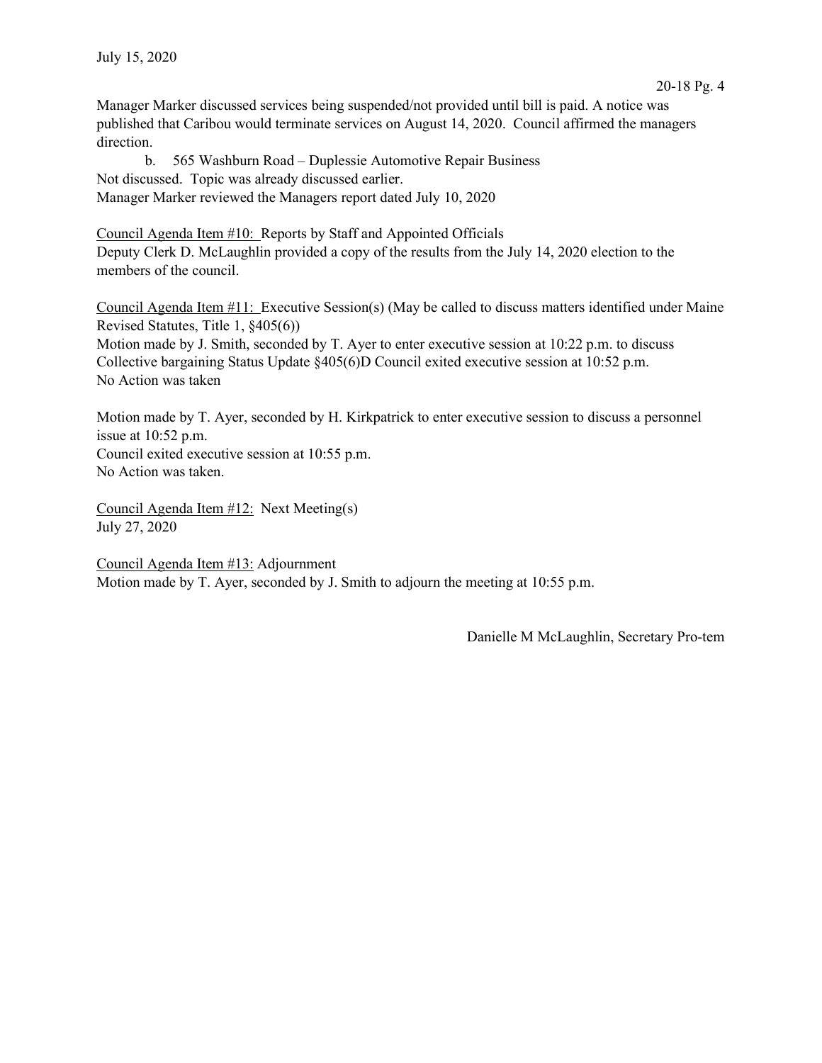Manager Marker discussed services being suspended/not provided until bill is paid. A notice was published that Caribou would terminate services on August 14, 2020. Council affirmed the managers direction.

b. 565 Washburn Road – Duplessie Automotive Repair Business

Not discussed. Topic was already discussed earlier.

Manager Marker reviewed the Managers report dated July 10, 2020

Council Agenda Item #10: Reports by Staff and Appointed Officials

Deputy Clerk D. McLaughlin provided a copy of the results from the July 14, 2020 election to the members of the council.

Council Agenda Item #11: Executive Session(s) (May be called to discuss matters identified under Maine Revised Statutes, Title 1, §405(6))

Motion made by J. Smith, seconded by T. Ayer to enter executive session at 10:22 p.m. to discuss Collective bargaining Status Update §405(6)D Council exited executive session at 10:52 p.m.

No Action was taken

Motion made by T. Ayer, seconded by H. Kirkpatrick to enter executive session to discuss a personnel issue at 10:52 p.m.

Council exited executive session at 10:55 p.m.

No Action was taken.

Council Agenda Item #12: Next Meeting(s)

July 27, 2020

Council Agenda Item #13: Adjournment

Motion made by T. Ayer, seconded by J. Smith to adjourn the meeting at 10:55 p.m.

Danielle M McLaughlin, Secretary Pro-tem